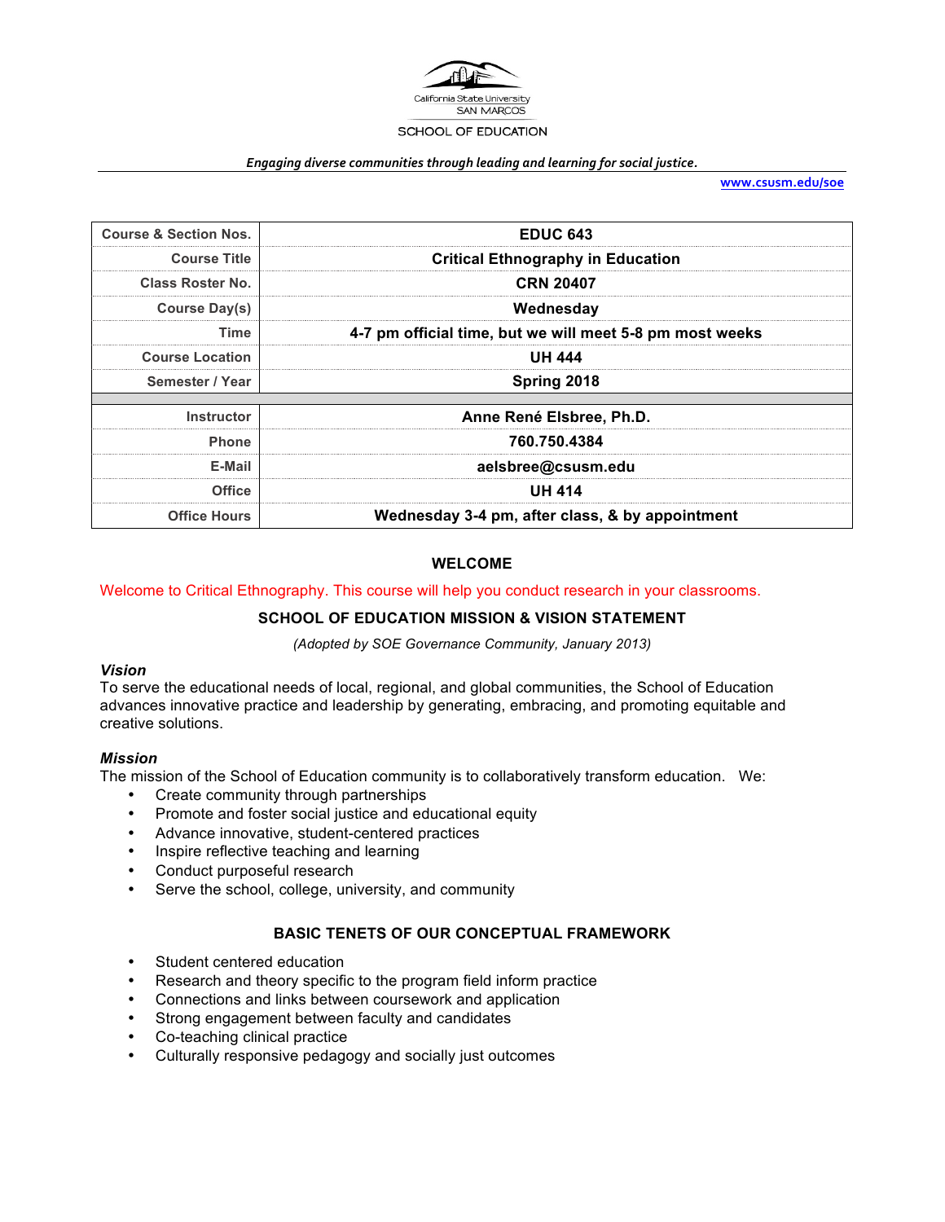California State University
SAN MARCOS

SCHOOL OF EDUCATION

***Engaging diverse communities through leading and learning for social justice.***

www.csusm.edu/soe

| | |
|---|---|
| **Course & Section Nos.** | **EDUC 643** |
| **Course Title** | **Critical Ethnography in Education** |
| **Class Roster No.** | **CRN 20407** |
| **Course Day(s)** | **Wednesday** |
| **Time** | **4-7 pm official time, but we will meet 5-8 pm most weeks** |
| **Course Location** | **UH 444** |
| **Semester / Year** | **Spring 2018** |
| | |
| **Instructor** | **Anne René Elsbree, Ph.D.** |
| **Phone** | **760.750.4384** |
| **E-Mail** | **aelsbree@csusm.edu** |
| **Office** | **UH 414** |
| **Office Hours** | **Wednesday 3-4 pm, after class, & by appointment** |

## WELCOME

Welcome to Critical Ethnography. This course will help you conduct research in your classrooms.

## SCHOOL OF EDUCATION MISSION & VISION STATEMENT

*(Adopted by SOE Governance Community, January 2013)*

### *Vision*

To serve the educational needs of local, regional, and global communities, the School of Education advances innovative practice and leadership by generating, embracing, and promoting equitable and creative solutions.

### *Mission*

The mission of the School of Education community is to collaboratively transform education. We:

- Create community through partnerships
- Promote and foster social justice and educational equity
- Advance innovative, student-centered practices
- Inspire reflective teaching and learning
- Conduct purposeful research
- Serve the school, college, university, and community

## BASIC TENETS OF OUR CONCEPTUAL FRAMEWORK

- Student centered education
- Research and theory specific to the program field inform practice
- Connections and links between coursework and application
- Strong engagement between faculty and candidates
- Co-teaching clinical practice
- Culturally responsive pedagogy and socially just outcomes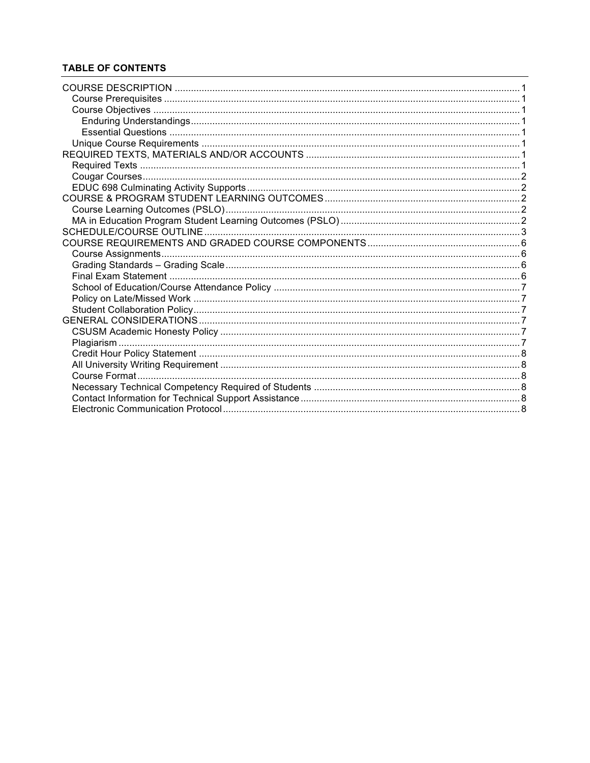**TABLE OF CONTENTS**

COURSE DESCRIPTION ........ 1
- Course Prerequisites ........ 1
- Course Objectives ........ 1
  - Enduring Understandings ........ 1
  - Essential Questions ........ 1
- Unique Course Requirements ........ 1

REQUIRED TEXTS, MATERIALS AND/OR ACCOUNTS ........ 1
- Required Texts ........ 1
- Cougar Courses ........ 2
- EDUC 698 Culminating Activity Supports ........ 2

COURSE & PROGRAM STUDENT LEARNING OUTCOMES ........ 2
- Course Learning Outcomes (PSLO) ........ 2
- MA in Education Program Student Learning Outcomes (PSLO) ........ 2

SCHEDULE/COURSE OUTLINE ........ 3

COURSE REQUIREMENTS AND GRADED COURSE COMPONENTS ........ 6
- Course Assignments ........ 6
- Grading Standards – Grading Scale ........ 6
- Final Exam Statement ........ 6
- School of Education/Course Attendance Policy ........ 7
- Policy on Late/Missed Work ........ 7
- Student Collaboration Policy ........ 7

GENERAL CONSIDERATIONS ........ 7
- CSUSM Academic Honesty Policy ........ 7
- Plagiarism ........ 7
- Credit Hour Policy Statement ........ 8
- All University Writing Requirement ........ 8
- Course Format ........ 8
- Necessary Technical Competency Required of Students ........ 8
- Contact Information for Technical Support Assistance ........ 8
- Electronic Communication Protocol ........ 8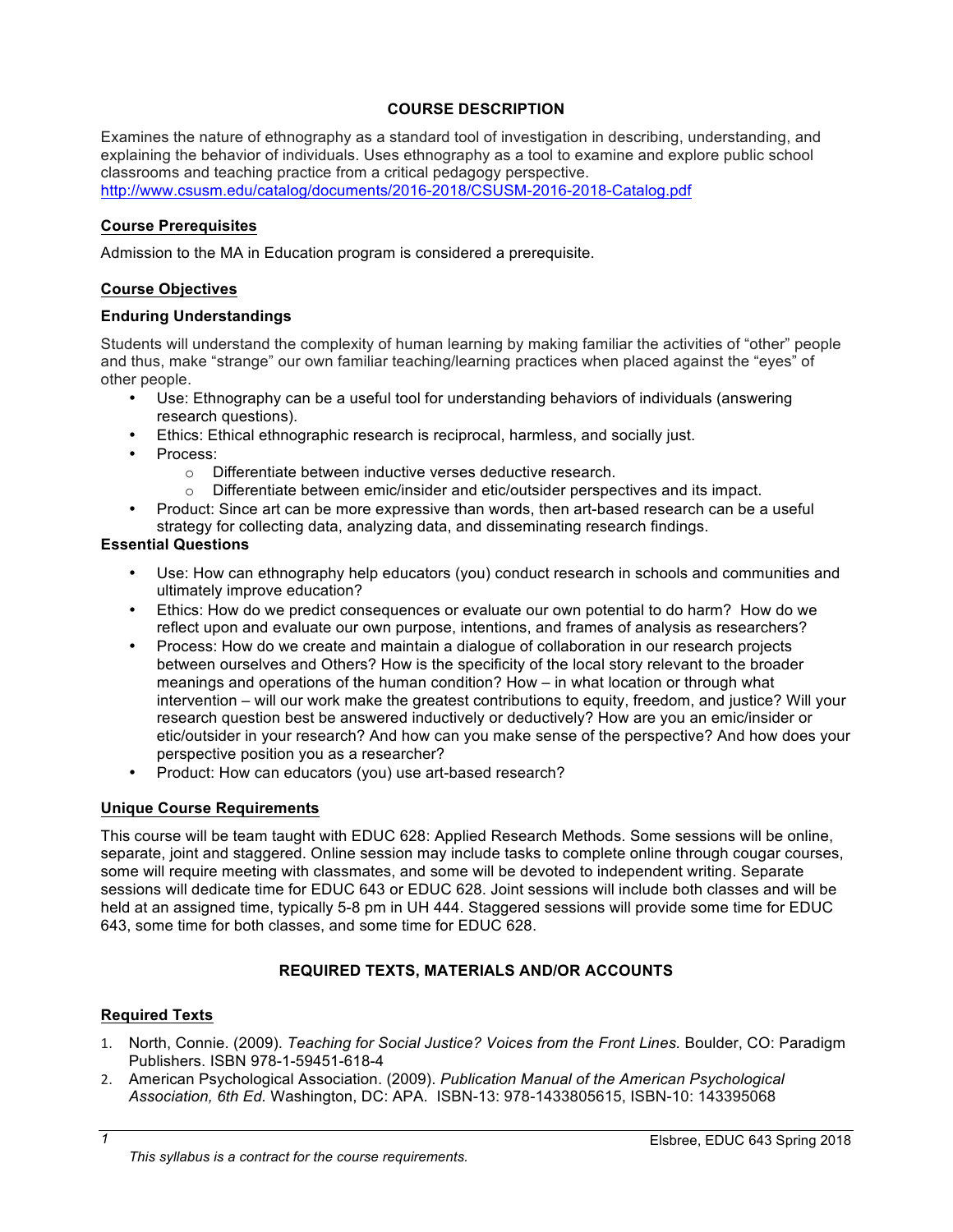## COURSE DESCRIPTION

Examines the nature of ethnography as a standard tool of investigation in describing, understanding, and explaining the behavior of individuals. Uses ethnography as a tool to examine and explore public school classrooms and teaching practice from a critical pedagogy perspective.
http://www.csusm.edu/catalog/documents/2016-2018/CSUSM-2016-2018-Catalog.pdf

### Course Prerequisites

Admission to the MA in Education program is considered a prerequisite.

### Course Objectives

**Enduring Understandings**

Students will understand the complexity of human learning by making familiar the activities of "other" people and thus, make "strange" our own familiar teaching/learning practices when placed against the "eyes" of other people.

- Use: Ethnography can be a useful tool for understanding behaviors of individuals (answering research questions).
- Ethics: Ethical ethnographic research is reciprocal, harmless, and socially just.
- Process:
  - Differentiate between inductive verses deductive research.
  - Differentiate between emic/insider and etic/outsider perspectives and its impact.
- Product: Since art can be more expressive than words, then art-based research can be a useful strategy for collecting data, analyzing data, and disseminating research findings.

**Essential Questions**

- Use: How can ethnography help educators (you) conduct research in schools and communities and ultimately improve education?
- Ethics: How do we predict consequences or evaluate our own potential to do harm? How do we reflect upon and evaluate our own purpose, intentions, and frames of analysis as researchers?
- Process: How do we create and maintain a dialogue of collaboration in our research projects between ourselves and Others? How is the specificity of the local story relevant to the broader meanings and operations of the human condition? How – in what location or through what intervention – will our work make the greatest contributions to equity, freedom, and justice? Will your research question best be answered inductively or deductively? How are you an emic/insider or etic/outsider in your research? And how can you make sense of the perspective? And how does your perspective position you as a researcher?
- Product: How can educators (you) use art-based research?

### Unique Course Requirements

This course will be team taught with EDUC 628: Applied Research Methods. Some sessions will be online, separate, joint and staggered. Online session may include tasks to complete online through cougar courses, some will require meeting with classmates, and some will be devoted to independent writing. Separate sessions will dedicate time for EDUC 643 or EDUC 628. Joint sessions will include both classes and will be held at an assigned time, typically 5-8 pm in UH 444. Staggered sessions will provide some time for EDUC 643, some time for both classes, and some time for EDUC 628.

## REQUIRED TEXTS, MATERIALS AND/OR ACCOUNTS

### Required Texts

1. North, Connie. (2009). *Teaching for Social Justice? Voices from the Front Lines.* Boulder, CO: Paradigm Publishers. ISBN 978-1-59451-618-4
2. American Psychological Association. (2009). *Publication Manual of the American Psychological Association, 6th Ed.* Washington, DC: APA. ISBN-13: 978-1433805615, ISBN-10: 143395068

*This syllabus is a contract for the course requirements.*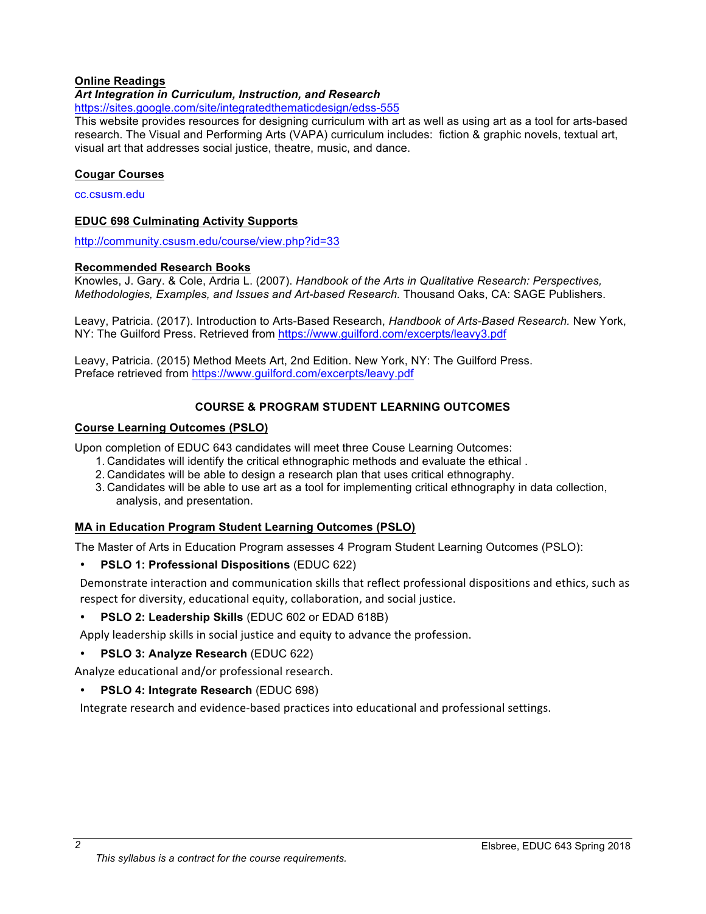**Online Readings**

***Art Integration in Curriculum, Instruction, and Research***

https://sites.google.com/site/integratedthematicdesign/edss-555

This website provides resources for designing curriculum with art as well as using art as a tool for arts-based research. The Visual and Performing Arts (VAPA) curriculum includes: fiction & graphic novels, textual art, visual art that addresses social justice, theatre, music, and dance.

**Cougar Courses**

cc.csusm.edu

**EDUC 698 Culminating Activity Supports**

http://community.csusm.edu/course/view.php?id=33

**Recommended Research Books**

Knowles, J. Gary. & Cole, Ardria L. (2007). *Handbook of the Arts in Qualitative Research: Perspectives, Methodologies, Examples, and Issues and Art-based Research.* Thousand Oaks, CA: SAGE Publishers.

Leavy, Patricia. (2017). Introduction to Arts-Based Research, *Handbook of Arts-Based Research.* New York, NY: The Guilford Press. Retrieved from https://www.guilford.com/excerpts/leavy3.pdf

Leavy, Patricia. (2015) Method Meets Art, 2nd Edition. New York, NY: The Guilford Press. Preface retrieved from https://www.guilford.com/excerpts/leavy.pdf

## COURSE & PROGRAM STUDENT LEARNING OUTCOMES

**Course Learning Outcomes (PSLO)**

Upon completion of EDUC 643 candidates will meet three Couse Learning Outcomes:

1. Candidates will identify the critical ethnographic methods and evaluate the ethical .
2. Candidates will be able to design a research plan that uses critical ethnography.
3. Candidates will be able to use art as a tool for implementing critical ethnography in data collection, analysis, and presentation.

**MA in Education Program Student Learning Outcomes (PSLO)**

The Master of Arts in Education Program assesses 4 Program Student Learning Outcomes (PSLO):

- **PSLO 1: Professional Dispositions** (EDUC 622)

Demonstrate interaction and communication skills that reflect professional dispositions and ethics, such as respect for diversity, educational equity, collaboration, and social justice.

- **PSLO 2: Leadership Skills** (EDUC 602 or EDAD 618B)

Apply leadership skills in social justice and equity to advance the profession.

- **PSLO 3: Analyze Research** (EDUC 622)

Analyze educational and/or professional research.

- **PSLO 4: Integrate Research** (EDUC 698)

Integrate research and evidence-based practices into educational and professional settings.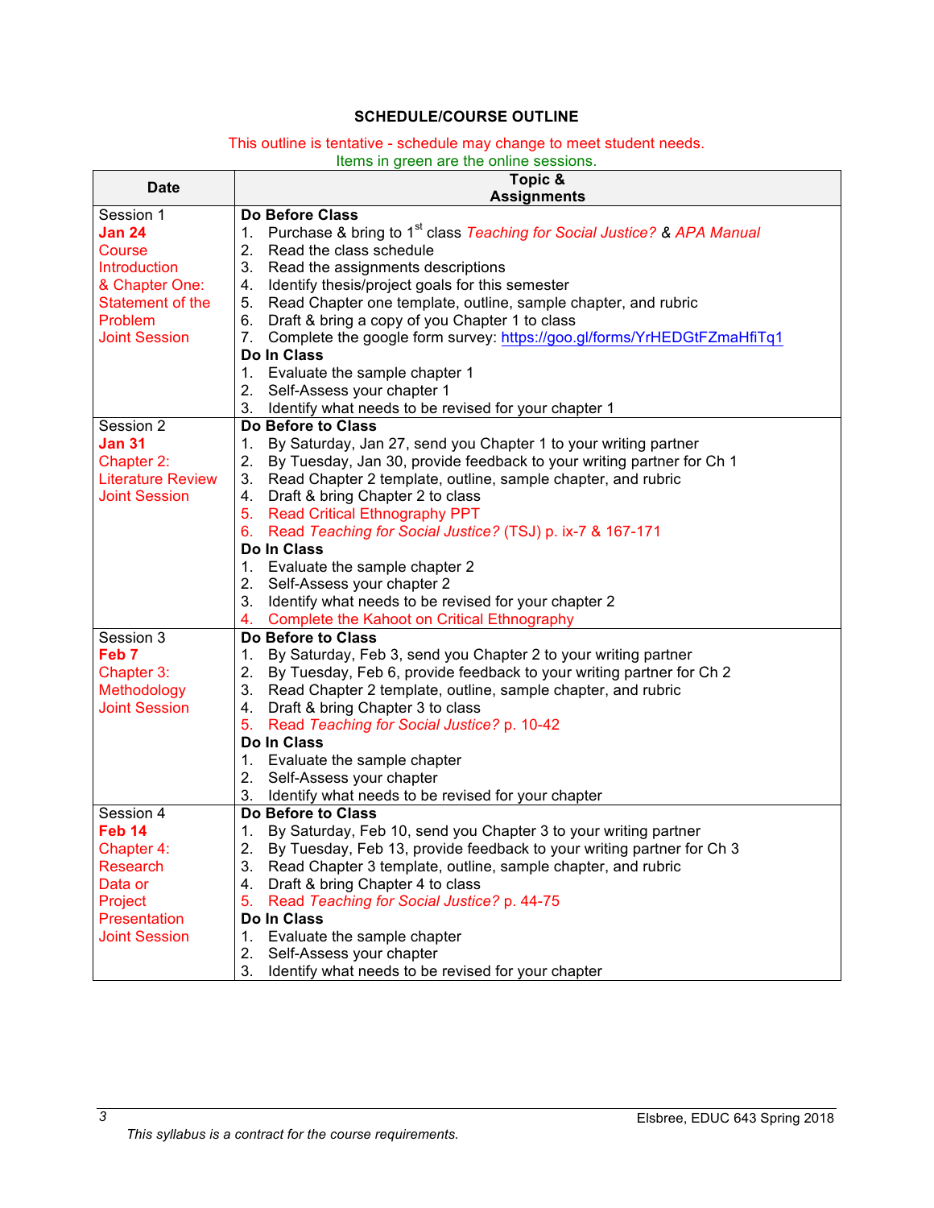### SCHEDULE/COURSE OUTLINE

This outline is tentative - schedule may change to meet student needs.
Items in green are the online sessions.

| Date | Topic & Assignments |
|---|---|
| Session 1<br>**Jan 24**<br>Course Introduction & Chapter One: Statement of the Problem<br>Joint Session | **Do Before Class**<br>1. Purchase & bring to 1st class *Teaching for Social Justice?* & *APA Manual*<br>2. Read the class schedule<br>3. Read the assignments descriptions<br>4. Identify thesis/project goals for this semester<br>5. Read Chapter one template, outline, sample chapter, and rubric<br>6. Draft & bring a copy of you Chapter 1 to class<br>7. Complete the google form survey: https://goo.gl/forms/YrHEDGtFZmaHfiTq1<br>**Do In Class**<br>1. Evaluate the sample chapter 1<br>2. Self-Assess your chapter 1<br>3. Identify what needs to be revised for your chapter 1 |
| Session 2<br>**Jan 31**<br>Chapter 2: Literature Review<br>Joint Session | **Do Before to Class**<br>1. By Saturday, Jan 27, send you Chapter 1 to your writing partner<br>2. By Tuesday, Jan 30, provide feedback to your writing partner for Ch 1<br>3. Read Chapter 2 template, outline, sample chapter, and rubric<br>4. Draft & bring Chapter 2 to class<br>5. Read Critical Ethnography PPT<br>6. Read *Teaching for Social Justice?* (TSJ) p. ix-7 & 167-171<br>**Do In Class**<br>1. Evaluate the sample chapter 2<br>2. Self-Assess your chapter 2<br>3. Identify what needs to be revised for your chapter 2<br>4. Complete the Kahoot on Critical Ethnography |
| Session 3<br>**Feb 7**<br>Chapter 3: Methodology<br>Joint Session | **Do Before to Class**<br>1. By Saturday, Feb 3, send you Chapter 2 to your writing partner<br>2. By Tuesday, Feb 6, provide feedback to your writing partner for Ch 2<br>3. Read Chapter 2 template, outline, sample chapter, and rubric<br>4. Draft & bring Chapter 3 to class<br>5. Read *Teaching for Social Justice?* p. 10-42<br>**Do In Class**<br>1. Evaluate the sample chapter<br>2. Self-Assess your chapter<br>3. Identify what needs to be revised for your chapter |
| Session 4<br>**Feb 14**<br>Chapter 4: Research Data or Project Presentation<br>Joint Session | **Do Before to Class**<br>1. By Saturday, Feb 10, send you Chapter 3 to your writing partner<br>2. By Tuesday, Feb 13, provide feedback to your writing partner for Ch 3<br>3. Read Chapter 3 template, outline, sample chapter, and rubric<br>4. Draft & bring Chapter 4 to class<br>5. Read *Teaching for Social Justice?* p. 44-75<br>**Do In Class**<br>1. Evaluate the sample chapter<br>2. Self-Assess your chapter<br>3. Identify what needs to be revised for your chapter |

*This syllabus is a contract for the course requirements.*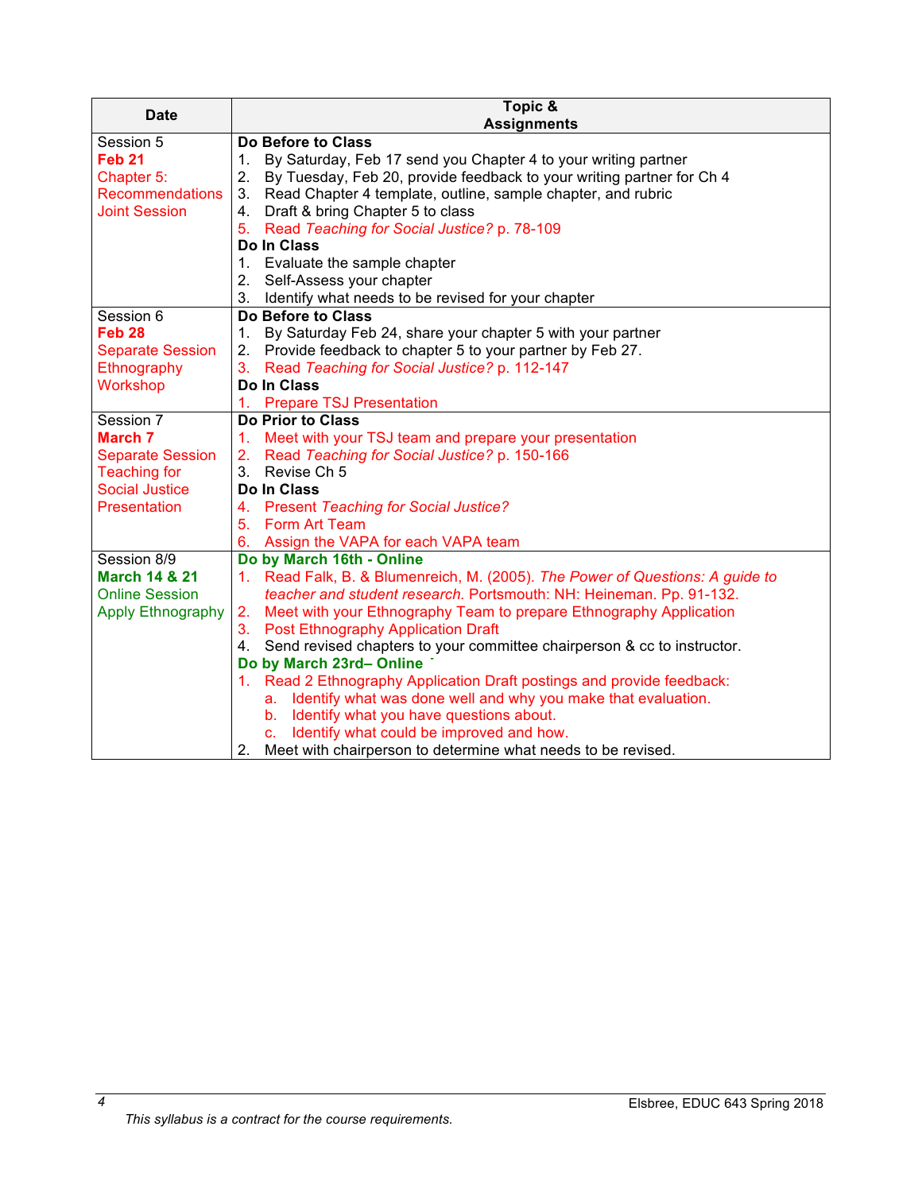| Date | Topic & Assignments |
|---|---|
| Session 5<br>**Feb 21**<br>Chapter 5: Recommendations<br>Joint Session | **Do Before to Class**<br>1. By Saturday, Feb 17 send you Chapter 4 to your writing partner<br>2. By Tuesday, Feb 20, provide feedback to your writing partner for Ch 4<br>3. Read Chapter 4 template, outline, sample chapter, and rubric<br>4. Draft & bring Chapter 5 to class<br>5. Read *Teaching for Social Justice?* p. 78-109<br>**Do In Class**<br>1. Evaluate the sample chapter<br>2. Self-Assess your chapter<br>3. Identify what needs to be revised for your chapter |
| Session 6<br>**Feb 28**<br>Separate Session<br>Ethnography Workshop | **Do Before to Class**<br>1. By Saturday Feb 24, share your chapter 5 with your partner<br>2. Provide feedback to chapter 5 to your partner by Feb 27.<br>3. Read *Teaching for Social Justice?* p. 112-147<br>**Do In Class**<br>1. Prepare TSJ Presentation |
| Session 7<br>**March 7**<br>Separate Session<br>Teaching for Social Justice Presentation | **Do Prior to Class**<br>1. Meet with your TSJ team and prepare your presentation<br>2. Read *Teaching for Social Justice?* p. 150-166<br>3. Revise Ch 5<br>**Do In Class**<br>4. Present *Teaching for Social Justice?*<br>5. Form Art Team<br>6. Assign the VAPA for each VAPA team |
| Session 8/9<br>**March 14 & 21**<br>Online Session<br>Apply Ethnography | **Do by March 16th - Online**<br>1. Read Falk, B. & Blumenreich, M. (2005). *The Power of Questions: A guide to teacher and student research.* Portsmouth: NH: Heineman. Pp. 91-132.<br>2. Meet with your Ethnography Team to prepare Ethnography Application<br>3. Post Ethnography Application Draft<br>4. Send revised chapters to your committee chairperson & cc to instructor.<br>**Do by March 23rd– Online**<br>1. Read 2 Ethnography Application Draft postings and provide feedback:<br>&nbsp;&nbsp;&nbsp;a. Identify what was done well and why you make that evaluation.<br>&nbsp;&nbsp;&nbsp;b. Identify what you have questions about.<br>&nbsp;&nbsp;&nbsp;c. Identify what could be improved and how.<br>2. Meet with chairperson to determine what needs to be revised. |

*This syllabus is a contract for the course requirements.*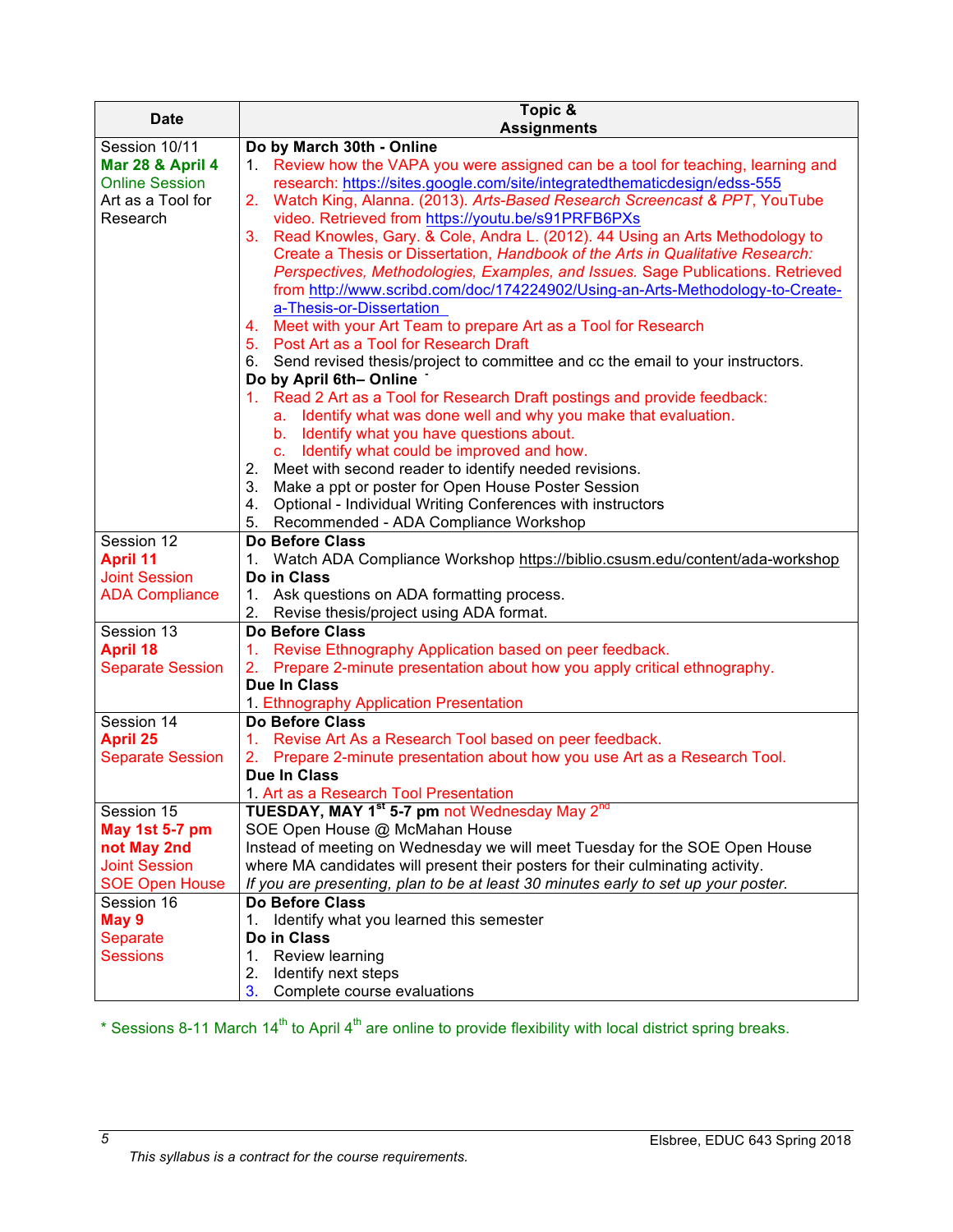| Date | Topic & Assignments |
| --- | --- |
| Session 10/11<br>**Mar 28 & April 4**<br>Online Session<br>Art as a Tool for Research | **Do by March 30th - Online**<br>1. Review how the VAPA you were assigned can be a tool for teaching, learning and research: https://sites.google.com/site/integratedthematicdesign/edss-555<br>2. Watch King, Alanna. (2013). *Arts-Based Research Screencast & PPT*, YouTube video. Retrieved from https://youtu.be/s91PRFB6PXs<br>3. Read Knowles, Gary. & Cole, Andra L. (2012). 44 Using an Arts Methodology to Create a Thesis or Dissertation, *Handbook of the Arts in Qualitative Research: Perspectives, Methodologies, Examples, and Issues.* Sage Publications. Retrieved from http://www.scribd.com/doc/174224902/Using-an-Arts-Methodology-to-Create-a-Thesis-or-Dissertation<br>4. Meet with your Art Team to prepare Art as a Tool for Research<br>5. Post Art as a Tool for Research Draft<br>6. Send revised thesis/project to committee and cc the email to your instructors.<br>**Do by April 6th– Online**<br>1. Read 2 Art as a Tool for Research Draft postings and provide feedback:<br>a. Identify what was done well and why you make that evaluation.<br>b. Identify what you have questions about.<br>c. Identify what could be improved and how.<br>2. Meet with second reader to identify needed revisions.<br>3. Make a ppt or poster for Open House Poster Session<br>4. Optional - Individual Writing Conferences with instructors<br>5. Recommended - ADA Compliance Workshop |
| Session 12<br>**April 11**<br>Joint Session<br>ADA Compliance | **Do Before Class**<br>1. Watch ADA Compliance Workshop https://biblio.csusm.edu/content/ada-workshop<br>**Do in Class**<br>1. Ask questions on ADA formatting process.<br>2. Revise thesis/project using ADA format. |
| Session 13<br>**April 18**<br>Separate Session | **Do Before Class**<br>1. Revise Ethnography Application based on peer feedback.<br>2. Prepare 2-minute presentation about how you apply critical ethnography.<br>**Due In Class**<br>1. Ethnography Application Presentation |
| Session 14<br>**April 25**<br>Separate Session | **Do Before Class**<br>1. Revise Art As a Research Tool based on peer feedback.<br>2. Prepare 2-minute presentation about how you use Art as a Research Tool.<br>**Due In Class**<br>1. Art as a Research Tool Presentation |
| Session 15<br>**May 1st 5-7 pm not May 2nd**<br>Joint Session<br>SOE Open House | **TUESDAY, MAY 1st 5-7 pm** not Wednesday May 2nd<br>SOE Open House @ McMahan House<br>Instead of meeting on Wednesday we will meet Tuesday for the SOE Open House where MA candidates will present their posters for their culminating activity.<br>*If you are presenting, plan to be at least 30 minutes early to set up your poster.* |
| Session 16<br>**May 9**<br>Separate Sessions | **Do Before Class**<br>1. Identify what you learned this semester<br>**Do in Class**<br>1. Review learning<br>2. Identify next steps<br>3. Complete course evaluations |

* Sessions 8-11 March 14th to April 4th are online to provide flexibility with local district spring breaks.

*This syllabus is a contract for the course requirements.*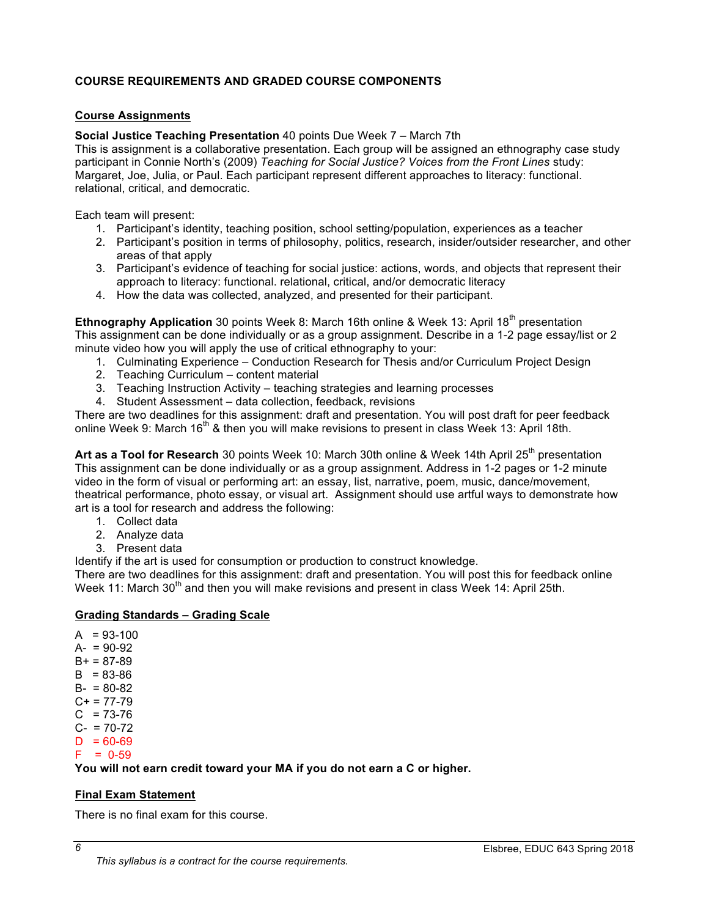**COURSE REQUIREMENTS AND GRADED COURSE COMPONENTS**

**Course Assignments**

**Social Justice Teaching Presentation** 40 points Due Week 7 – March 7th
This is assignment is a collaborative presentation. Each group will be assigned an ethnography case study participant in Connie North's (2009) *Teaching for Social Justice? Voices from the Front Lines* study: Margaret, Joe, Julia, or Paul. Each participant represent different approaches to literacy: functional. relational, critical, and democratic.

Each team will present:

1. Participant's identity, teaching position, school setting/population, experiences as a teacher
2. Participant's position in terms of philosophy, politics, research, insider/outsider researcher, and other areas of that apply
3. Participant's evidence of teaching for social justice: actions, words, and objects that represent their approach to literacy: functional. relational, critical, and/or democratic literacy
4. How the data was collected, analyzed, and presented for their participant.

**Ethnography Application** 30 points Week 8: March 16th online & Week 13: April 18th presentation
This assignment can be done individually or as a group assignment. Describe in a 1-2 page essay/list or 2 minute video how you will apply the use of critical ethnography to your:

1. Culminating Experience – Conduction Research for Thesis and/or Curriculum Project Design
2. Teaching Curriculum – content material
3. Teaching Instruction Activity – teaching strategies and learning processes
4. Student Assessment – data collection, feedback, revisions

There are two deadlines for this assignment: draft and presentation. You will post draft for peer feedback online Week 9: March 16th & then you will make revisions to present in class Week 13: April 18th.

**Art as a Tool for Research** 30 points Week 10: March 30th online & Week 14th April 25th presentation
This assignment can be done individually or as a group assignment. Address in 1-2 pages or 1-2 minute video in the form of visual or performing art: an essay, list, narrative, poem, music, dance/movement, theatrical performance, photo essay, or visual art. Assignment should use artful ways to demonstrate how art is a tool for research and address the following:

1. Collect data
2. Analyze data
3. Present data

Identify if the art is used for consumption or production to construct knowledge.
There are two deadlines for this assignment: draft and presentation. You will post this for feedback online Week 11: March 30th and then you will make revisions and present in class Week 14: April 25th.

**Grading Standards – Grading Scale**

A = 93-100
A- = 90-92
B+ = 87-89
B = 83-86
B- = 80-82
C+ = 77-79
C = 73-76
C- = 70-72
D = 60-69
F = 0-59

**You will not earn credit toward your MA if you do not earn a C or higher.**

**Final Exam Statement**

There is no final exam for this course.

*This syllabus is a contract for the course requirements.*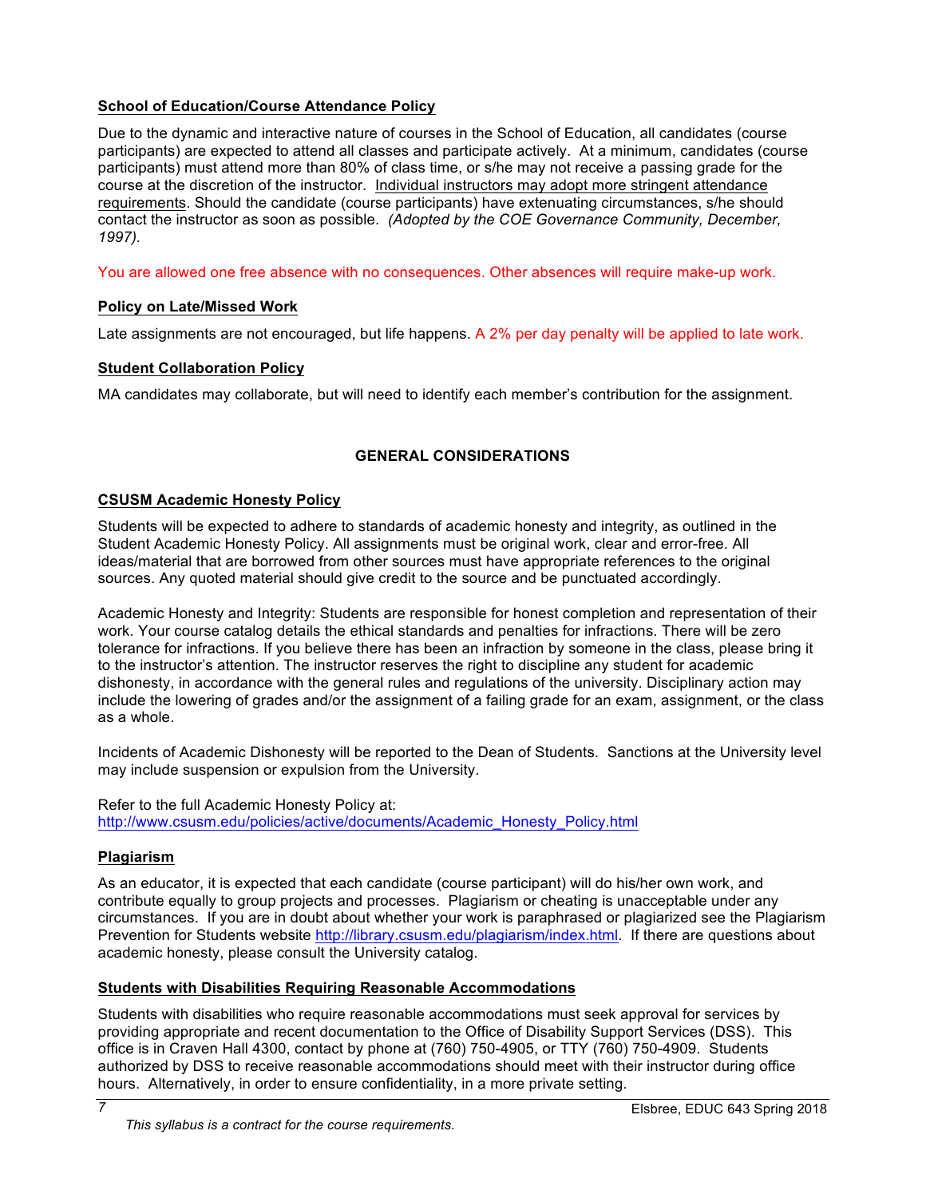**School of Education/Course Attendance Policy**

Due to the dynamic and interactive nature of courses in the School of Education, all candidates (course participants) are expected to attend all classes and participate actively. At a minimum, candidates (course participants) must attend more than 80% of class time, or s/he may not receive a passing grade for the course at the discretion of the instructor. Individual instructors may adopt more stringent attendance requirements. Should the candidate (course participants) have extenuating circumstances, s/he should contact the instructor as soon as possible. *(Adopted by the COE Governance Community, December, 1997).*

You are allowed one free absence with no consequences. Other absences will require make-up work.

**Policy on Late/Missed Work**

Late assignments are not encouraged, but life happens. A 2% per day penalty will be applied to late work.

**Student Collaboration Policy**

MA candidates may collaborate, but will need to identify each member's contribution for the assignment.

## GENERAL CONSIDERATIONS

**CSUSM Academic Honesty Policy**

Students will be expected to adhere to standards of academic honesty and integrity, as outlined in the Student Academic Honesty Policy. All assignments must be original work, clear and error-free. All ideas/material that are borrowed from other sources must have appropriate references to the original sources. Any quoted material should give credit to the source and be punctuated accordingly.

Academic Honesty and Integrity: Students are responsible for honest completion and representation of their work. Your course catalog details the ethical standards and penalties for infractions. There will be zero tolerance for infractions. If you believe there has been an infraction by someone in the class, please bring it to the instructor's attention. The instructor reserves the right to discipline any student for academic dishonesty, in accordance with the general rules and regulations of the university. Disciplinary action may include the lowering of grades and/or the assignment of a failing grade for an exam, assignment, or the class as a whole.

Incidents of Academic Dishonesty will be reported to the Dean of Students. Sanctions at the University level may include suspension or expulsion from the University.

Refer to the full Academic Honesty Policy at:
http://www.csusm.edu/policies/active/documents/Academic_Honesty_Policy.html

**Plagiarism**

As an educator, it is expected that each candidate (course participant) will do his/her own work, and contribute equally to group projects and processes. Plagiarism or cheating is unacceptable under any circumstances. If you are in doubt about whether your work is paraphrased or plagiarized see the Plagiarism Prevention for Students website http://library.csusm.edu/plagiarism/index.html. If there are questions about academic honesty, please consult the University catalog.

**Students with Disabilities Requiring Reasonable Accommodations**

Students with disabilities who require reasonable accommodations must seek approval for services by providing appropriate and recent documentation to the Office of Disability Support Services (DSS). This office is in Craven Hall 4300, contact by phone at (760) 750-4905, or TTY (760) 750-4909. Students authorized by DSS to receive reasonable accommodations should meet with their instructor during office hours. Alternatively, in order to ensure confidentiality, in a more private setting.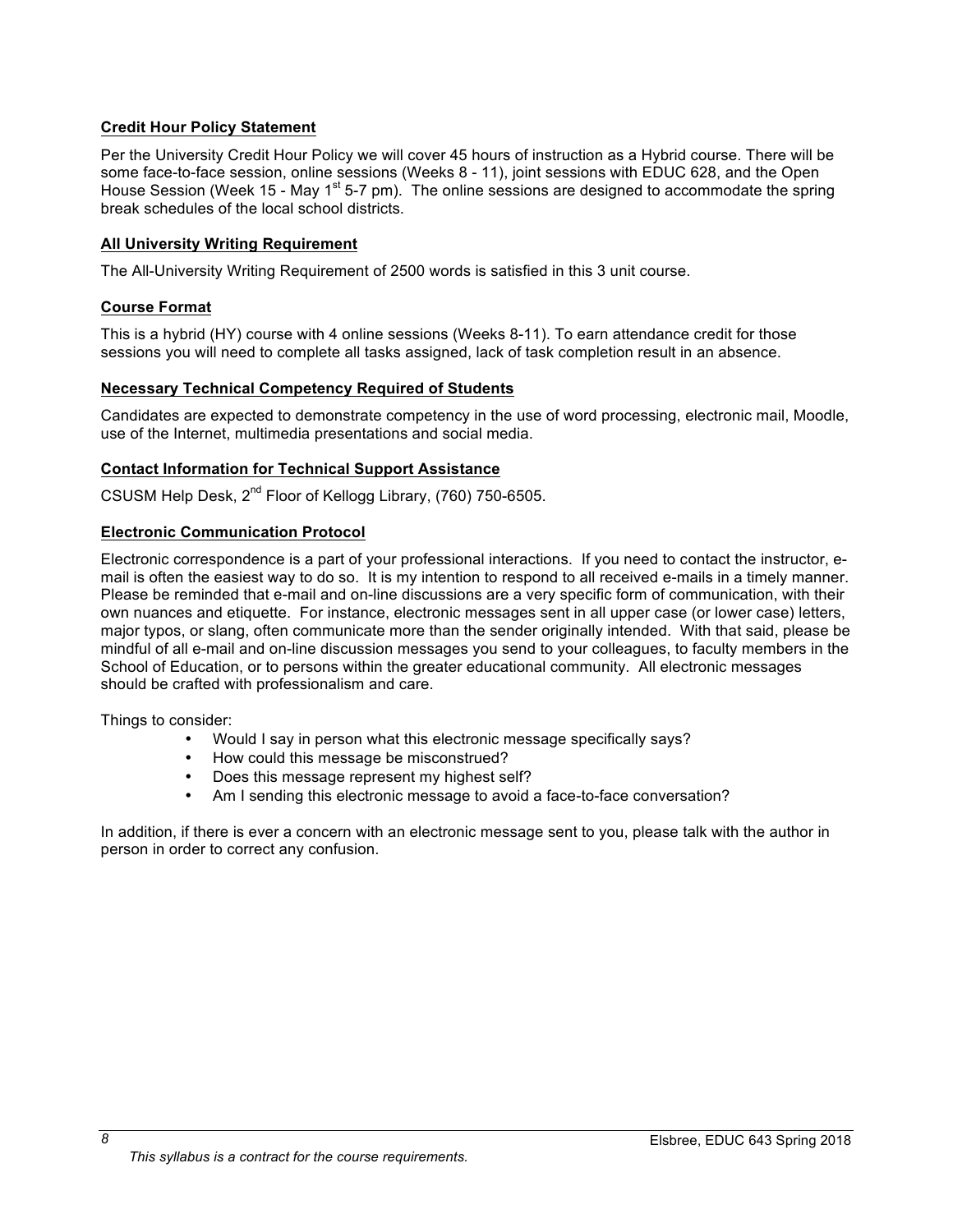**Credit Hour Policy Statement**

Per the University Credit Hour Policy we will cover 45 hours of instruction as a Hybrid course. There will be some face-to-face session, online sessions (Weeks 8 - 11), joint sessions with EDUC 628, and the Open House Session (Week 15 - May 1st 5-7 pm). The online sessions are designed to accommodate the spring break schedules of the local school districts.

**All University Writing Requirement**

The All-University Writing Requirement of 2500 words is satisfied in this 3 unit course.

**Course Format**

This is a hybrid (HY) course with 4 online sessions (Weeks 8-11). To earn attendance credit for those sessions you will need to complete all tasks assigned, lack of task completion result in an absence.

**Necessary Technical Competency Required of Students**

Candidates are expected to demonstrate competency in the use of word processing, electronic mail, Moodle, use of the Internet, multimedia presentations and social media.

**Contact Information for Technical Support Assistance**

CSUSM Help Desk, 2nd Floor of Kellogg Library, (760) 750-6505.

**Electronic Communication Protocol**

Electronic correspondence is a part of your professional interactions. If you need to contact the instructor, e-mail is often the easiest way to do so. It is my intention to respond to all received e-mails in a timely manner. Please be reminded that e-mail and on-line discussions are a very specific form of communication, with their own nuances and etiquette. For instance, electronic messages sent in all upper case (or lower case) letters, major typos, or slang, often communicate more than the sender originally intended. With that said, please be mindful of all e-mail and on-line discussion messages you send to your colleagues, to faculty members in the School of Education, or to persons within the greater educational community. All electronic messages should be crafted with professionalism and care.

Things to consider:

- Would I say in person what this electronic message specifically says?
- How could this message be misconstrued?
- Does this message represent my highest self?
- Am I sending this electronic message to avoid a face-to-face conversation?

In addition, if there is ever a concern with an electronic message sent to you, please talk with the author in person in order to correct any confusion.